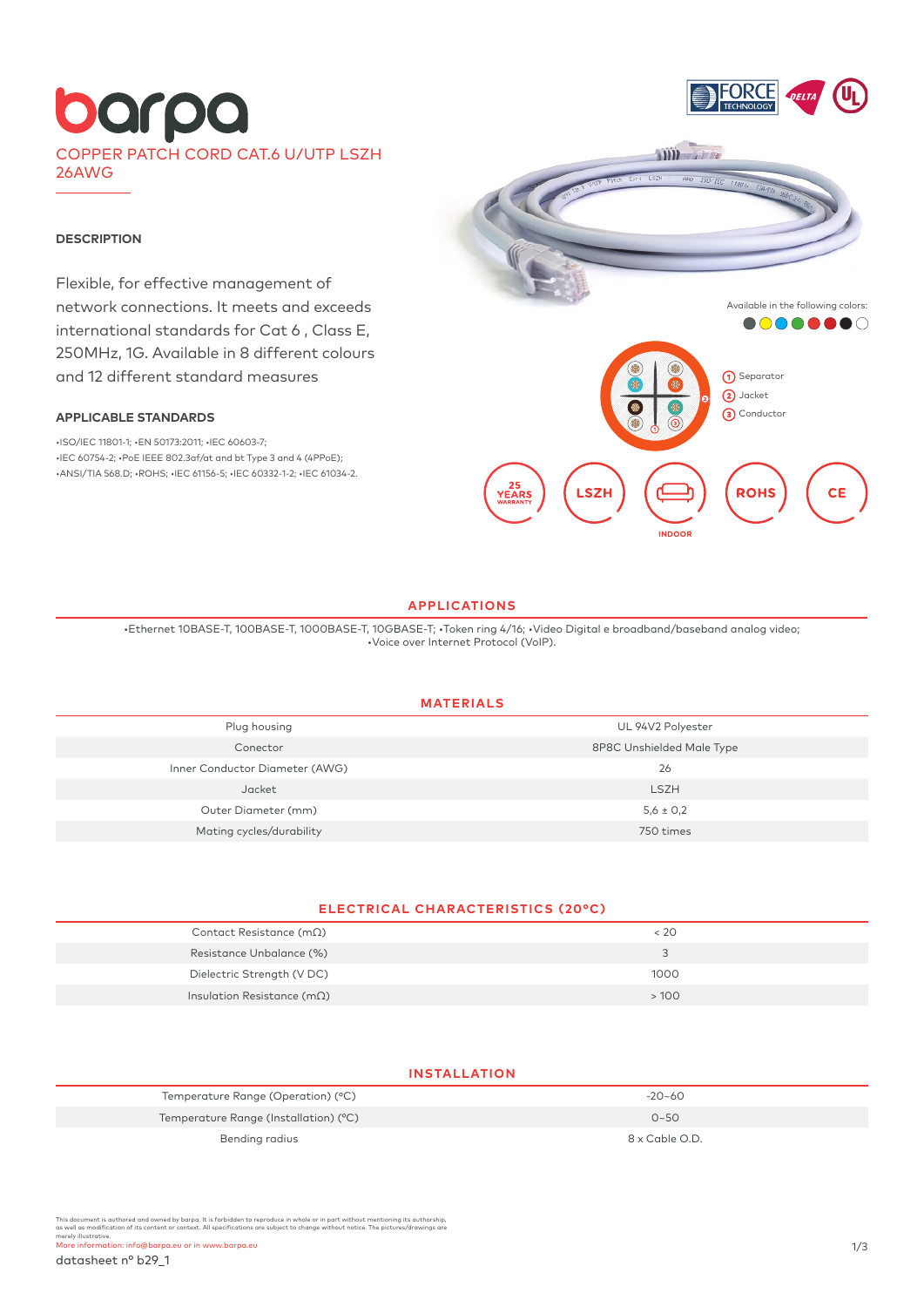# barpa

COPPER PATCH CORD CAT.6 U/UTP LSZH 26AWG

## DESCRIPTION

Flexible, for effective management of network connections. It meets and exceeds international standards for Cat 6 , Class E, 250MHz, 1G. Available in 8 different colours and 12 different standard measures

## APPLICABLE STANDARDS

•ISO/IEC 11801-1; •EN 50173:2011; •IEC 60603-7;
•IEC 60754-2; •PoE IEEE 802.3af/at and bt Type 3 and 4 (4PPoE);
•ANSI/TIA 568.D; •ROHS; •IEC 61156-5; •IEC 60332-1-2; •IEC 61034-2.

Available in the following colors:

1 Separator
2 Jacket
3 Conductor

25 YEARS WARRANTY · LSZH · INDOOR · ROHS · CE

## APPLICATIONS

•Ethernet 10BASE-T, 100BASE-T, 1000BASE-T, 10GBASE-T; •Token ring 4/16; •Video Digital e broadband/baseband analog video; •Voice over Internet Protocol (VoIP).

## MATERIALS

| | |
|---|---|
| Plug housing | UL 94V2 Polyester |
| Conector | 8P8C Unshielded Male Type |
| Inner Conductor Diameter (AWG) | 26 |
| Jacket | LSZH |
| Outer Diameter (mm) | 5,6 ± 0,2 |
| Mating cycles/durability | 750 times |

## ELECTRICAL CHARACTERISTICS (20°C)

| | |
|---|---|
| Contact Resistance (mΩ) | < 20 |
| Resistance Unbalance (%) | 3 |
| Dielectric Strength (V DC) | 1000 |
| Insulation Resistance (mΩ) | > 100 |

## INSTALLATION

| | |
|---|---|
| Temperature Range (Operation) (°C) | -20-60 |
| Temperature Range (Installation) (°C) | 0-50 |
| Bending radius | 8 x Cable O.D. |

This document is authored and owned by barpa. It is forbidden to reproduce in whole or in part without mentioning its authorship, as well as modification of its content or context. All specifications are subject to change without notice. The pictures/drawings are merely illustrative.
More information: info@barpa.eu or in www.barpa.eu

datasheet nº b29_1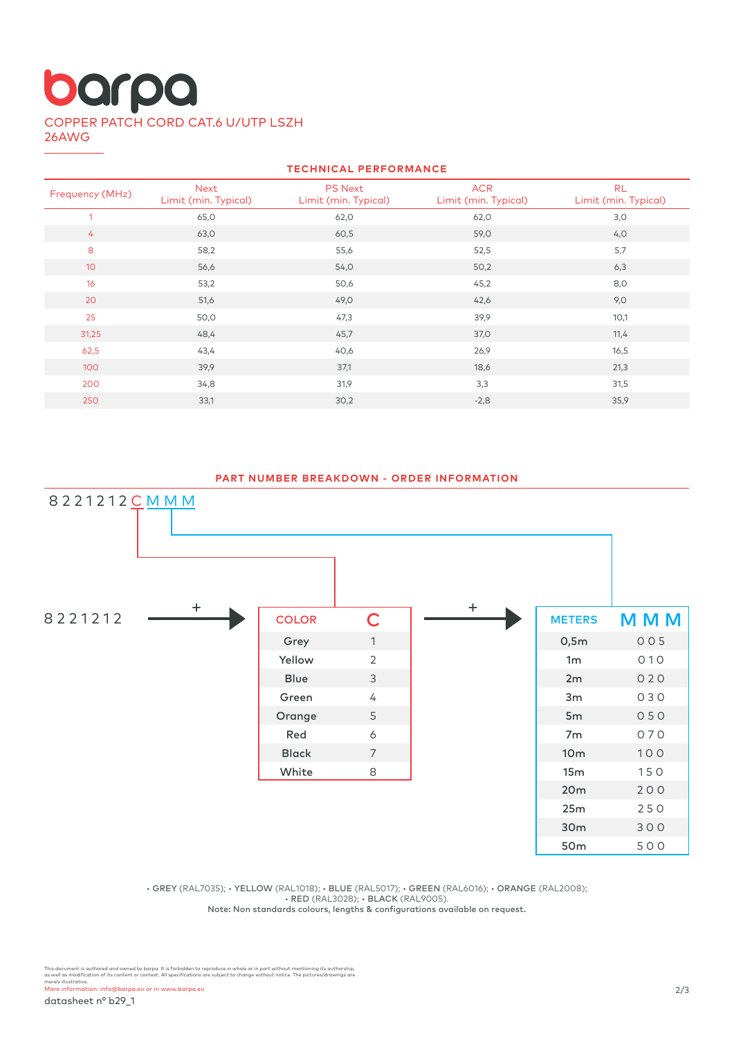# barpa

COPPER PATCH CORD CAT.6 U/UTP LSZH
26AWG

## TECHNICAL PERFORMANCE

| Frequency (MHz) | Next Limit (min. Typical) | PS Next Limit (min. Typical) | ACR Limit (min. Typical) | RL Limit (min. Typical) |
|---|---|---|---|---|
| 1 | 65,0 | 62,0 | 62,0 | 3,0 |
| 4 | 63,0 | 60,5 | 59,0 | 4,0 |
| 8 | 58,2 | 55,6 | 52,5 | 5,7 |
| 10 | 56,6 | 54,0 | 50,2 | 6,3 |
| 16 | 53,2 | 50,6 | 45,2 | 8,0 |
| 20 | 51,6 | 49,0 | 42,6 | 9,0 |
| 25 | 50,0 | 47,3 | 39,9 | 10,1 |
| 31,25 | 48,4 | 45,7 | 37,0 | 11,4 |
| 62,5 | 43,4 | 40,6 | 26,9 | 16,5 |
| 100 | 39,9 | 37,1 | 18,6 | 21,3 |
| 200 | 34,8 | 31,9 | 3,3 | 31,5 |
| 250 | 33,1 | 30,2 | -2,8 | 35,9 |

## PART NUMBER BREAKDOWN - ORDER INFORMATION

8221212 C MMM

8221212 + COLOR (C) + METERS (MMM)

| COLOR | C |
|---|---|
| Grey | 1 |
| Yellow | 2 |
| Blue | 3 |
| Green | 4 |
| Orange | 5 |
| Red | 6 |
| Black | 7 |
| White | 8 |

| METERS | MMM |
|---|---|
| 0,5m | 005 |
| 1m | 010 |
| 2m | 020 |
| 3m | 030 |
| 5m | 050 |
| 7m | 070 |
| 10m | 100 |
| 15m | 150 |
| 20m | 200 |
| 25m | 250 |
| 30m | 300 |
| 50m | 500 |

• **GREY** (RAL7035); • **YELLOW** (RAL1018); • **BLUE** (RAL5017); • **GREEN** (RAL6016); • **ORANGE** (RAL2008); • **RED** (RAL3028); • **BLACK** (RAL9005).
Note: Non standards colours, lengths & configurations available on request.

This document is authored and owned by barpa. It is forbidden to reproduce in whole or in part without mentioning its authorship, as well as modification of its content or context. All specifications are subject to change without notice. The pictures/drawings are merely illustrative.
More information: info@barpa.eu or in www.barpa.eu

datasheet nº b29_1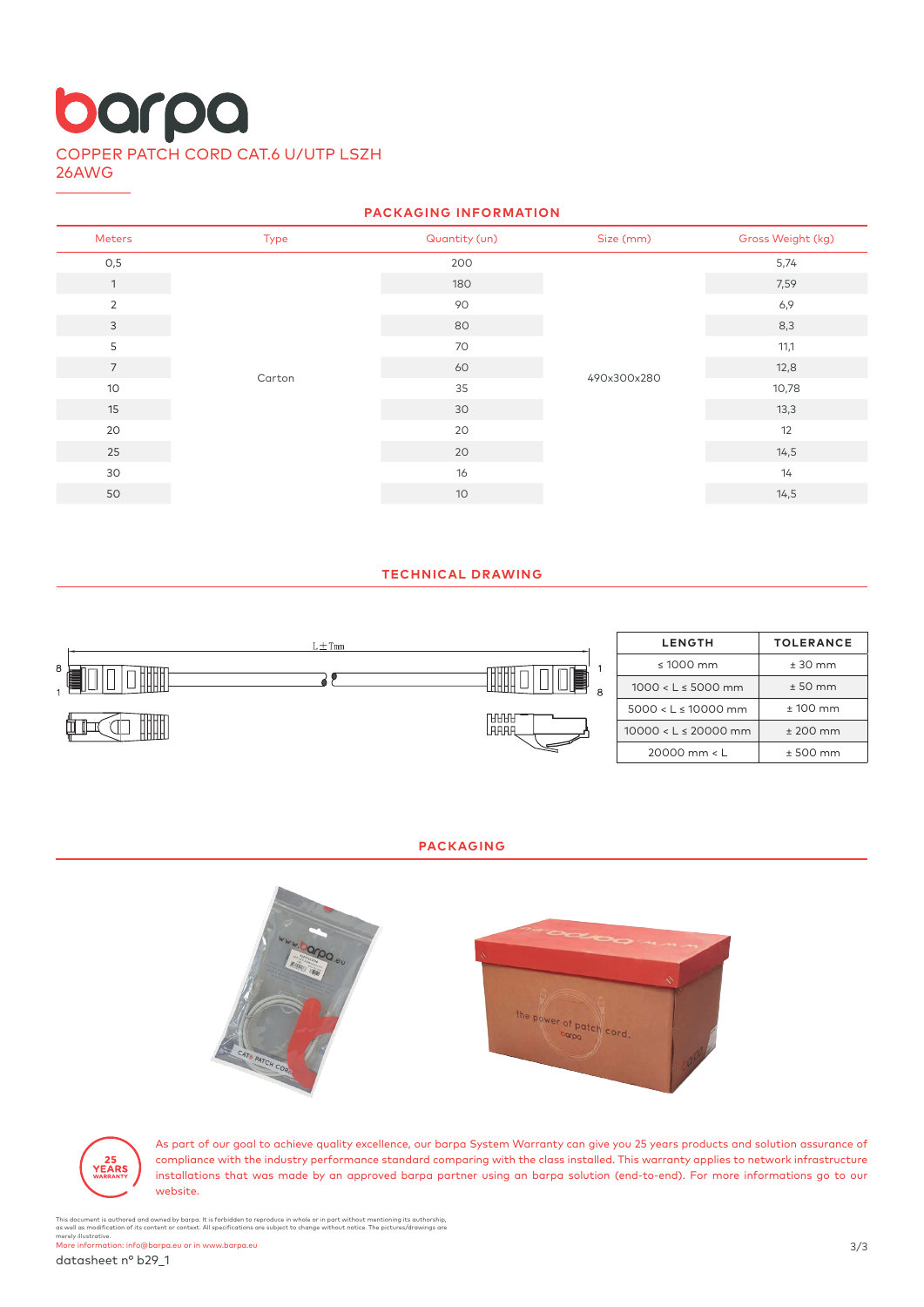# barpa

COPPER PATCH CORD CAT.6 U/UTP LSZH
26AWG

## PACKAGING INFORMATION

| Meters | Type | Quantity (un) | Size (mm) | Gross Weight (kg) |
|---|---|---|---|---|
| 0,5 | Carton | 200 | 490x300x280 | 5,74 |
| 1 | | 180 | | 7,59 |
| 2 | | 90 | | 6,9 |
| 3 | | 80 | | 8,3 |
| 5 | | 70 | | 11,1 |
| 7 | | 60 | | 12,8 |
| 10 | | 35 | | 10,78 |
| 15 | | 30 | | 13,3 |
| 20 | | 20 | | 12 |
| 25 | | 20 | | 14,5 |
| 30 | | 16 | | 14 |
| 50 | | 10 | | 14,5 |

## TECHNICAL DRAWING

L ± Tmm

8
1
1
8

| LENGTH | TOLERANCE |
|---|---|
| ≤ 1000 mm | ± 30 mm |
| 1000 < L ≤ 5000 mm | ± 50 mm |
| 5000 < L ≤ 10000 mm | ± 100 mm |
| 10000 < L ≤ 20000 mm | ± 200 mm |
| 20000 mm < L | ± 500 mm |

## PACKAGING

25 YEARS WARRANTY

As part of our goal to achieve quality excellence, our barpa System Warranty can give you 25 years products and solution assurance of compliance with the industry performance standard comparing with the class installed. This warranty applies to network infrastructure installations that was made by an approved barpa partner using an barpa solution (end-to-end). For more informations go to our website.

This document is authored and owned by barpa. It is forbidden to reproduce in whole or in part without mentioning its authorship, as well as modification of its content or context. All specifications are subject to change without notice. The pictures/drawings are merely illustrative.
More information: info@barpa.eu or in www.barpa.eu

datasheet nº b29_1